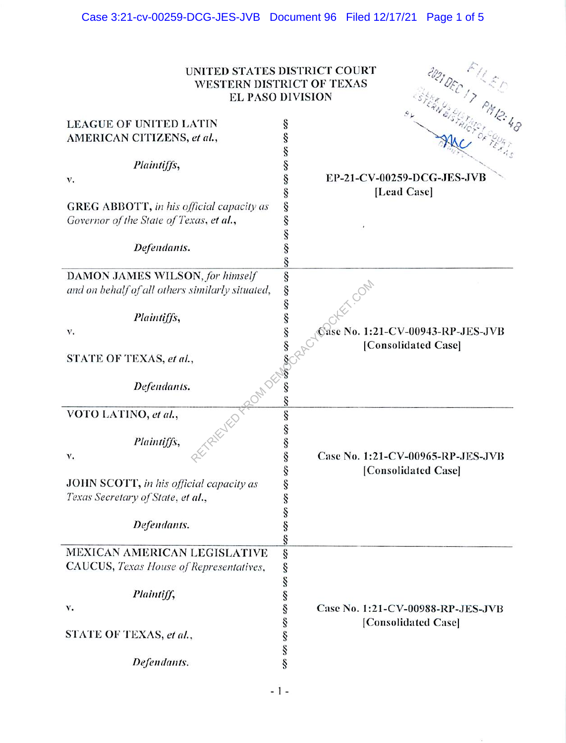UNITED STATES DISTRICT COURT
WESTERN DISTRICT OF TEXAS
EL PASO DIVISION

| | | |
|---|---|---|
| LEAGUE OF UNITED LATIN AMERICAN CITIZENS, *et al.*,<br><br>*Plaintiffs*,<br><br>v.<br><br>GREG ABBOTT, *in his official capacity as Governor of the State of Texas*, *et al.*,<br><br>*Defendants*. | §<br>§<br>§<br>§<br>§<br>§<br>§<br>§<br>§<br>§<br>§ | **EP-21-CV-00259-DCG-JES-JVB**<br>**[Lead Case]** |
| DAMON JAMES WILSON, *for himself and on behalf of all others similarly situated*,<br><br>*Plaintiffs*,<br><br>v.<br><br>STATE OF TEXAS, *et al.*,<br><br>*Defendants*. | §<br>§<br>§<br>§<br>§<br>§<br>§<br>§<br>§<br>§ | **Case No. 1:21-CV-00943-RP-JES-JVB**<br>**[Consolidated Case]** |
| VOTO LATINO, *et al.*,<br><br>*Plaintiffs*,<br><br>v.<br><br>JOHN SCOTT, *in his official capacity as Texas Secretary of State*, *et al.*,<br><br>*Defendants*. | §<br>§<br>§<br>§<br>§<br>§<br>§<br>§<br>§<br>§ | **Case No. 1:21-CV-00965-RP-JES-JVB**<br>**[Consolidated Case]** |
| MEXICAN AMERICAN LEGISLATIVE CAUCUS, *Texas House of Representatives*,<br><br>*Plaintiff*,<br><br>v.<br><br>STATE OF TEXAS, *et al.*,<br><br>*Defendants*. | §<br>§<br>§<br>§<br>§<br>§<br>§<br>§<br>§ | **Case No. 1:21-CV-00988-RP-JES-JVB**<br>**[Consolidated Case]** |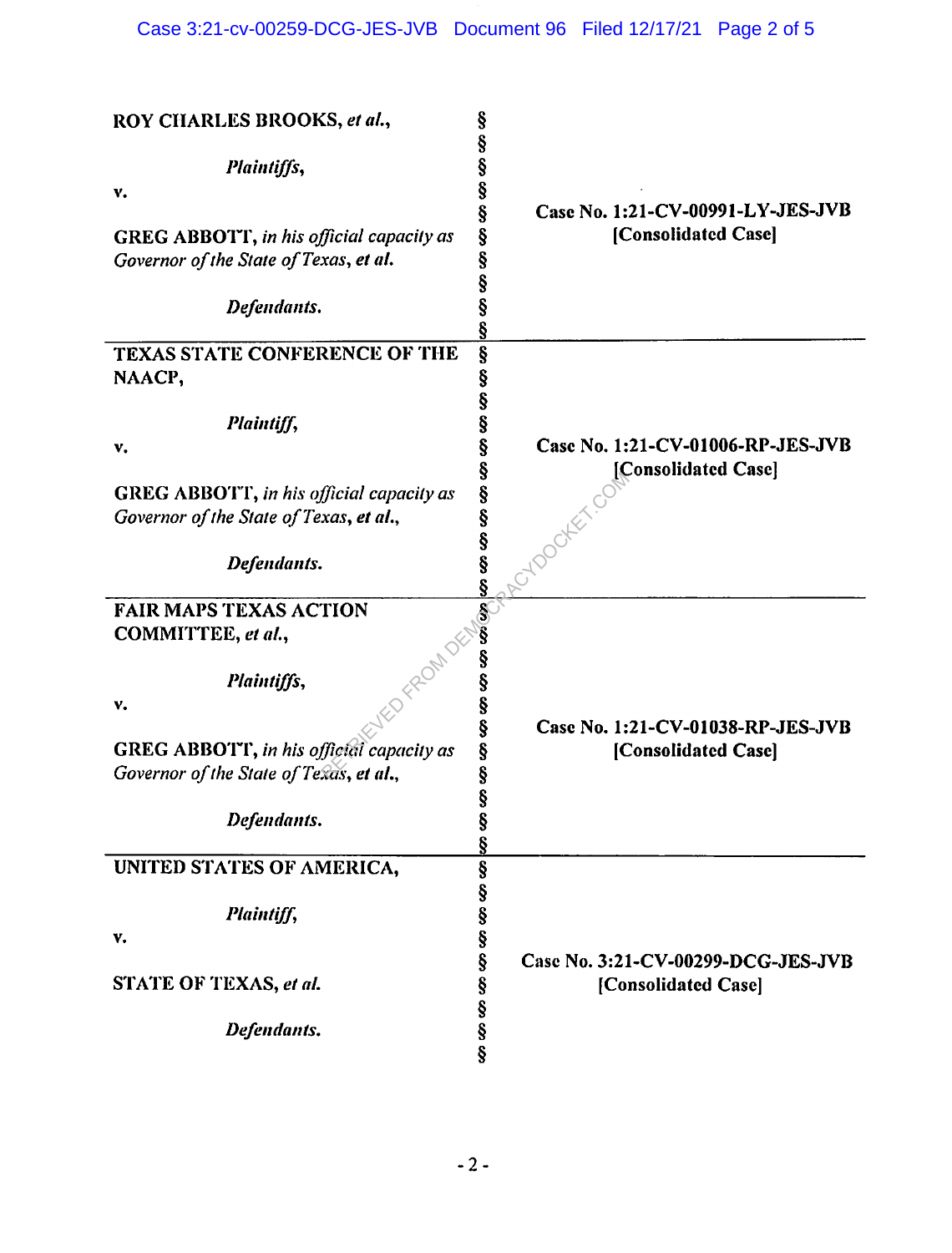| | | |
|---|---|---|
| **ROY CHARLES BROOKS,** ***et al.,*** <br><br> ***Plaintiffs,*** <br> **v.** <br><br> **GREG ABBOTT,** ***in his official capacity as Governor of the State of Texas, et al.*** <br><br> ***Defendants.*** | § <br> § <br> § <br> § <br> § <br> § <br> § <br> § <br> § <br> § | **Case No. 1:21-CV-00991-LY-JES-JVB** <br> **[Consolidated Case]** |
| **TEXAS STATE CONFERENCE OF THE NAACP,** <br><br> ***Plaintiff,*** <br> **v.** <br><br> **GREG ABBOTT,** ***in his official capacity as Governor of the State of Texas, et al.,*** <br><br> ***Defendants.*** | § <br> § <br> § <br> § <br> § <br> § <br> § <br> § <br> § <br> § <br> § | **Case No. 1:21-CV-01006-RP-JES-JVB** <br> **[Consolidated Case]** |
| **FAIR MAPS TEXAS ACTION COMMITTEE,** ***et al.,*** <br><br> ***Plaintiffs,*** <br> **v.** <br><br> **GREG ABBOTT,** ***in his official capacity as Governor of the State of Texas, et al.,*** <br><br> ***Defendants.*** | § <br> § <br> § <br> § <br> § <br> § <br> § <br> § <br> § <br> § <br> § | **Case No. 1:21-CV-01038-RP-JES-JVB** <br> **[Consolidated Case]** |
| **UNITED STATES OF AMERICA,** <br><br> ***Plaintiff,*** <br> **v.** <br><br> **STATE OF TEXAS,** ***et al.*** <br><br> ***Defendants.*** | § <br> § <br> § <br> § <br> § <br> § <br> § <br> § <br> § | **Case No. 3:21-CV-00299-DCG-JES-JVB** <br> **[Consolidated Case]** |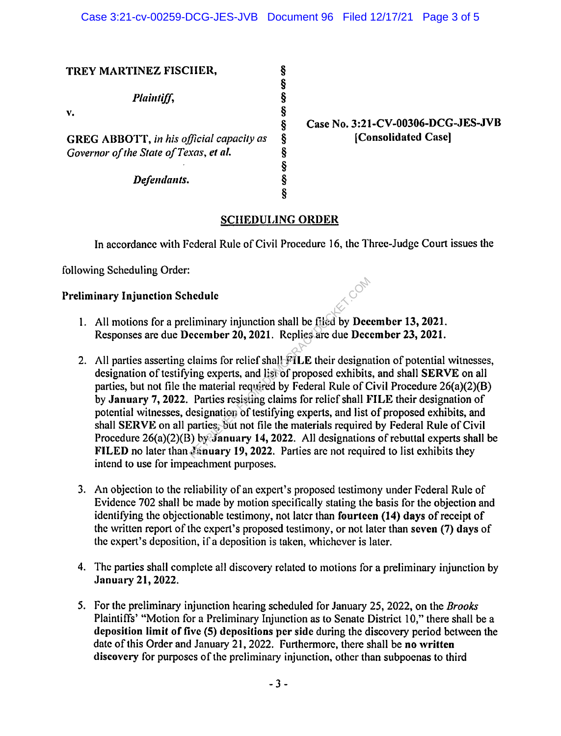**TREY MARTINEZ FISCHER,**

*Plaintiff,*

v.

**GREG ABBOTT,** *in his official capacity as Governor of the State of Texas, et al.*

*Defendants.*

**Case No. 3:21-CV-00306-DCG-JES-JVB [Consolidated Case]**

## SCHEDULING ORDER

In accordance with Federal Rule of Civil Procedure 16, the Three-Judge Court issues the following Scheduling Order:

**Preliminary Injunction Schedule**

1. All motions for a preliminary injunction shall be filed by **December 13, 2021.** Responses are due **December 20, 2021.** Replies are due **December 23, 2021.**

2. All parties asserting claims for relief shall **FILE** their designation of potential witnesses, designation of testifying experts, and list of proposed exhibits, and shall **SERVE** on all parties, but not file the material required by Federal Rule of Civil Procedure 26(a)(2)(B) by **January 7, 2022.** Parties resisting claims for relief shall **FILE** their designation of potential witnesses, designation of testifying experts, and list of proposed exhibits, and shall **SERVE** on all parties, but not file the materials required by Federal Rule of Civil Procedure 26(a)(2)(B) by **January 14, 2022.** All designations of rebuttal experts shall be **FILED** no later than **January 19, 2022.** Parties are not required to list exhibits they intend to use for impeachment purposes.

3. An objection to the reliability of an expert's proposed testimony under Federal Rule of Evidence 702 shall be made by motion specifically stating the basis for the objection and identifying the objectionable testimony, not later than **fourteen (14) days** of receipt of the written report of the expert's proposed testimony, or not later than **seven (7) days** of the expert's deposition, if a deposition is taken, whichever is later.

4. The parties shall complete all discovery related to motions for a preliminary injunction by **January 21, 2022.**

5. For the preliminary injunction hearing scheduled for January 25, 2022, on the *Brooks* Plaintiffs' "Motion for a Preliminary Injunction as to Senate District 10," there shall be a **deposition limit of five (5) depositions per side** during the discovery period between the date of this Order and January 21, 2022. Furthermore, there shall be **no written discovery** for purposes of the preliminary injunction, other than subpoenas to third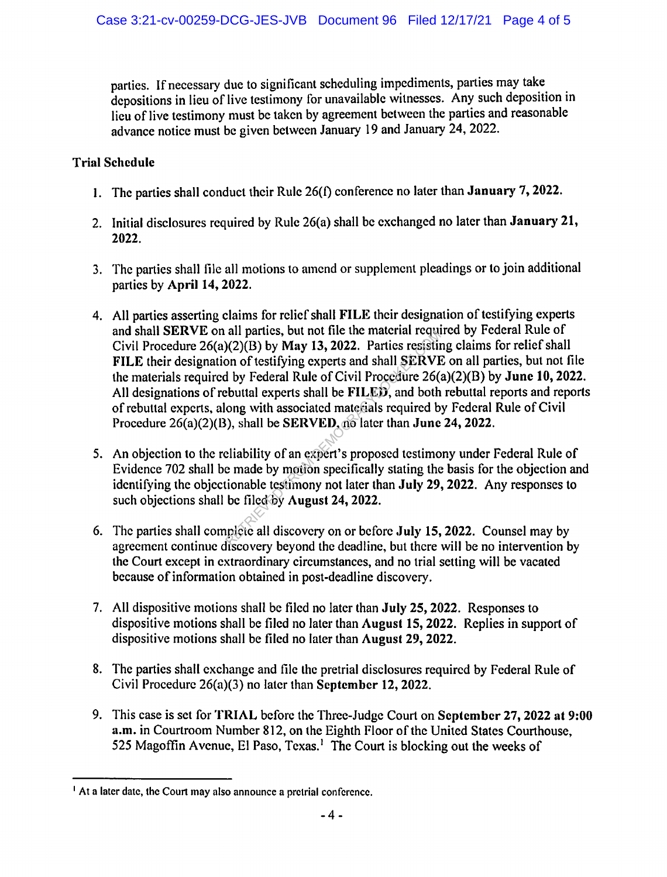parties. If necessary due to significant scheduling impediments, parties may take depositions in lieu of live testimony for unavailable witnesses. Any such deposition in lieu of live testimony must be taken by agreement between the parties and reasonable advance notice must be given between January 19 and January 24, 2022.

**Trial Schedule**

1. The parties shall conduct their Rule 26(f) conference no later than **January 7, 2022.**

2. Initial disclosures required by Rule 26(a) shall be exchanged no later than **January 21, 2022.**

3. The parties shall file all motions to amend or supplement pleadings or to join additional parties by **April 14, 2022.**

4. All parties asserting claims for relief shall **FILE** their designation of testifying experts and shall **SERVE** on all parties, but not file the material required by Federal Rule of Civil Procedure 26(a)(2)(B) by **May 13, 2022.** Parties resisting claims for relief shall **FILE** their designation of testifying experts and shall **SERVE** on all parties, but not file the materials required by Federal Rule of Civil Procedure 26(a)(2)(B) by **June 10, 2022.** All designations of rebuttal experts shall be **FILED**, and both rebuttal reports and reports of rebuttal experts, along with associated materials required by Federal Rule of Civil Procedure 26(a)(2)(B), shall be **SERVED**, no later than **June 24, 2022.**

5. An objection to the reliability of an expert's proposed testimony under Federal Rule of Evidence 702 shall be made by motion specifically stating the basis for the objection and identifying the objectionable testimony not later than **July 29, 2022.** Any responses to such objections shall be filed by **August 24, 2022.**

6. The parties shall complete all discovery on or before **July 15, 2022.** Counsel may by agreement continue discovery beyond the deadline, but there will be no intervention by the Court except in extraordinary circumstances, and no trial setting will be vacated because of information obtained in post-deadline discovery.

7. All dispositive motions shall be filed no later than **July 25, 2022.** Responses to dispositive motions shall be filed no later than **August 15, 2022.** Replies in support of dispositive motions shall be filed no later than **August 29, 2022.**

8. The parties shall exchange and file the pretrial disclosures required by Federal Rule of Civil Procedure 26(a)(3) no later than **September 12, 2022.**

9. This case is set for **TRIAL** before the Three-Judge Court on **September 27, 2022 at 9:00 a.m.** in Courtroom Number 812, on the Eighth Floor of the United States Courthouse, 525 Magoffin Avenue, El Paso, Texas.[1] The Court is blocking out the weeks of

[1] At a later date, the Court may also announce a pretrial conference.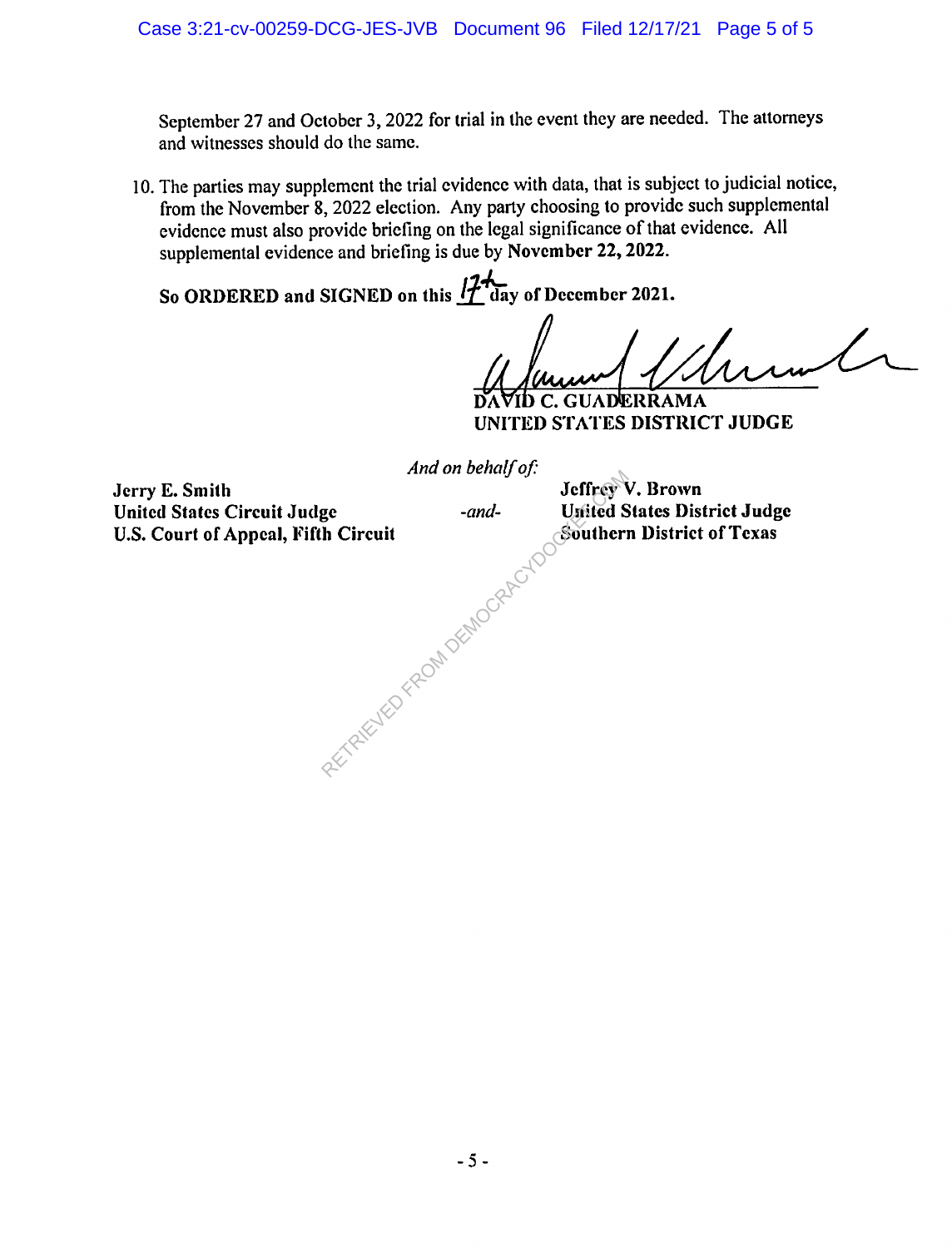September 27 and October 3, 2022 for trial in the event they are needed. The attorneys and witnesses should do the same.

10. The parties may supplement the trial evidence with data, that is subject to judicial notice, from the November 8, 2022 election. Any party choosing to provide such supplemental evidence must also provide briefing on the legal significance of that evidence. All supplemental evidence and briefing is due by **November 22, 2022.**

**So ORDERED and SIGNED on this 17th day of December 2021.**

**DAVID C. GUADERRAMA**
**UNITED STATES DISTRICT JUDGE**

*And on behalf of:*

**Jerry E. Smith**
**United States Circuit Judge**
**U.S. Court of Appeal, Fifth Circuit**

*-and-*

**Jeffrey V. Brown**
**United States District Judge**
**Southern District of Texas**